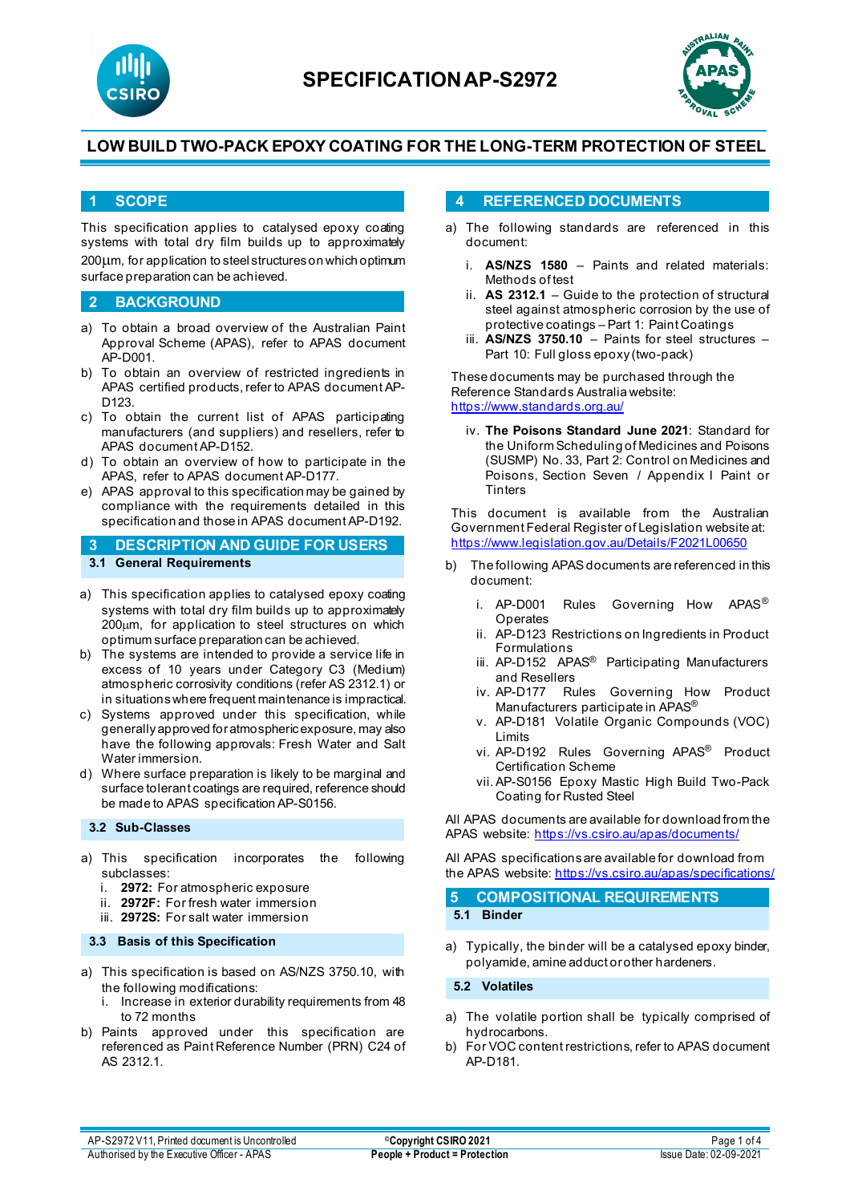# SPECIFICATION AP-S2972

## LOW BUILD TWO-PACK EPOXY COATING FOR THE LONG-TERM PROTECTION OF STEEL

## 1 SCOPE

This specification applies to catalysed epoxy coating systems with total dry film builds up to approximately 200µm, for application to steel structures on which optimum surface preparation can be achieved.

## 2 BACKGROUND

a) To obtain a broad overview of the Australian Paint Approval Scheme (APAS), refer to APAS document AP-D001.
b) To obtain an overview of restricted ingredients in APAS certified products, refer to APAS document AP-D123.
c) To obtain the current list of APAS participating manufacturers (and suppliers) and resellers, refer to APAS document AP-D152.
d) To obtain an overview of how to participate in the APAS, refer to APAS document AP-D177.
e) APAS approval to this specification may be gained by compliance with the requirements detailed in this specification and those in APAS document AP-D192.

## 3 DESCRIPTION AND GUIDE FOR USERS

### 3.1 General Requirements

a) This specification applies to catalysed epoxy coating systems with total dry film builds up to approximately 200µm, for application to steel structures on which optimum surface preparation can be achieved.
b) The systems are intended to provide a service life in excess of 10 years under Category C3 (Medium) atmospheric corrosivity conditions (refer AS 2312.1) or in situations where frequent maintenance is impractical.
c) Systems approved under this specification, while generally approved for atmospheric exposure, may also have the following approvals: Fresh Water and Salt Water immersion.
d) Where surface preparation is likely to be marginal and surface tolerant coatings are required, reference should be made to APAS specification AP-S0156.

### 3.2 Sub-Classes

a) This specification incorporates the following subclasses:
   i. **2972:** For atmospheric exposure
   ii. **2972F:** For fresh water immersion
   iii. **2972S:** For salt water immersion

### 3.3 Basis of this Specification

a) This specification is based on AS/NZS 3750.10, with the following modifications:
   i. Increase in exterior durability requirements from 48 to 72 months
b) Paints approved under this specification are referenced as Paint Reference Number (PRN) C24 of AS 2312.1.

## 4 REFERENCED DOCUMENTS

a) The following standards are referenced in this document:
   i. **AS/NZS 1580** – Paints and related materials: Methods of test
   ii. **AS 2312.1** – Guide to the protection of structural steel against atmospheric corrosion by the use of protective coatings – Part 1: Paint Coatings
   iii. **AS/NZS 3750.10** – Paints for steel structures – Part 10: Full gloss epoxy (two-pack)

   These documents may be purchased through the Reference Standards Australia website: https://www.standards.org.au/

   iv. **The Poisons Standard June 2021**: Standard for the Uniform Scheduling of Medicines and Poisons (SUSMP) No. 33, Part 2: Control on Medicines and Poisons, Section Seven / Appendix I Paint or Tinters

   This document is available from the Australian Government Federal Register of Legislation website at: https://www.legislation.gov.au/Details/F2021L00650

b) The following APAS documents are referenced in this document:
   i. AP-D001 Rules Governing How APAS® Operates
   ii. AP-D123 Restrictions on Ingredients in Product Formulations
   iii. AP-D152 APAS® Participating Manufacturers and Resellers
   iv. AP-D177 Rules Governing How Product Manufacturers participate in APAS®
   v. AP-D181 Volatile Organic Compounds (VOC) Limits
   vi. AP-D192 Rules Governing APAS® Product Certification Scheme
   vii. AP-S0156 Epoxy Mastic High Build Two-Pack Coating for Rusted Steel

All APAS documents are available for download from the APAS website: https://vs.csiro.au/apas/documents/

All APAS specifications are available for download from the APAS website: https://vs.csiro.au/apas/specifications/

## 5 COMPOSITIONAL REQUIREMENTS

### 5.1 Binder

a) Typically, the binder will be a catalysed epoxy binder, polyamide, amine adduct or other hardeners.

### 5.2 Volatiles

a) The volatile portion shall be typically comprised of hydrocarbons.
b) For VOC content restrictions, refer to APAS document AP-D181.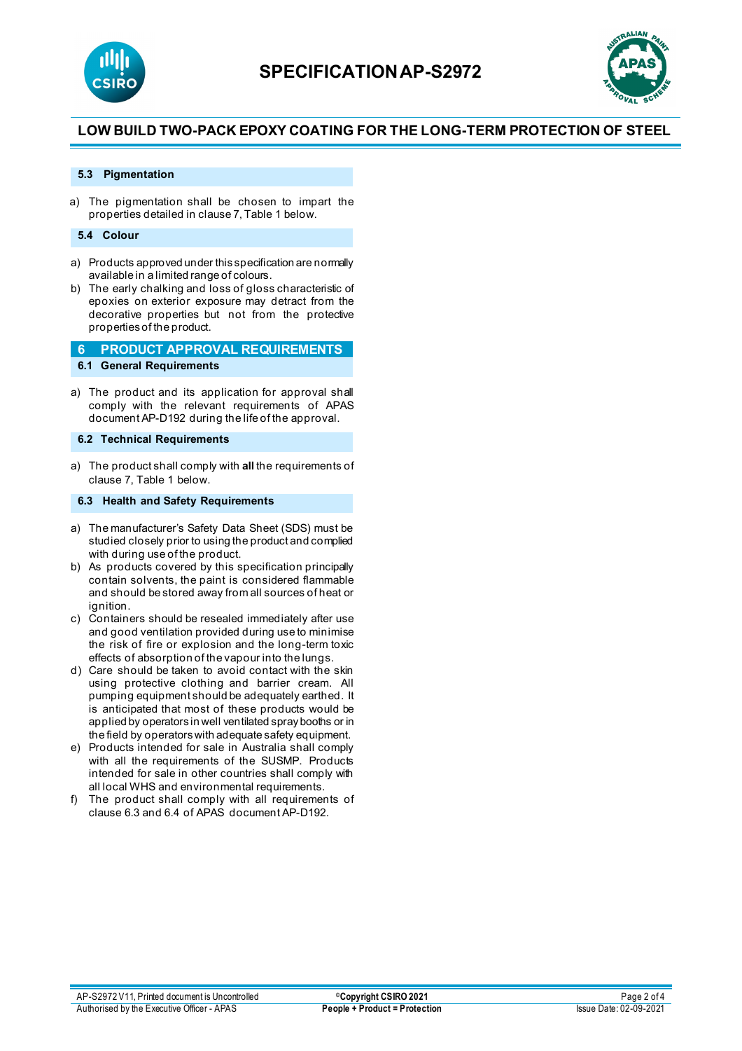### 5.3 Pigmentation

a) The pigmentation shall be chosen to impart the properties detailed in clause 7, Table 1 below.

### 5.4 Colour

a) Products approved under this specification are normally available in a limited range of colours.
b) The early chalking and loss of gloss characteristic of epoxies on exterior exposure may detract from the decorative properties but not from the protective properties of the product.

## 6 PRODUCT APPROVAL REQUIREMENTS

### 6.1 General Requirements

a) The product and its application for approval shall comply with the relevant requirements of APAS document AP-D192 during the life of the approval.

### 6.2 Technical Requirements

a) The product shall comply with **all** the requirements of clause 7, Table 1 below.

### 6.3 Health and Safety Requirements

a) The manufacturer's Safety Data Sheet (SDS) must be studied closely prior to using the product and complied with during use of the product.
b) As products covered by this specification principally contain solvents, the paint is considered flammable and should be stored away from all sources of heat or ignition.
c) Containers should be resealed immediately after use and good ventilation provided during use to minimise the risk of fire or explosion and the long-term toxic effects of absorption of the vapour into the lungs.
d) Care should be taken to avoid contact with the skin using protective clothing and barrier cream. All pumping equipment should be adequately earthed. It is anticipated that most of these products would be applied by operators in well ventilated spray booths or in the field by operators with adequate safety equipment.
e) Products intended for sale in Australia shall comply with all the requirements of the SUSMP. Products intended for sale in other countries shall comply with all local WHS and environmental requirements.
f) The product shall comply with all requirements of clause 6.3 and 6.4 of APAS document AP-D192.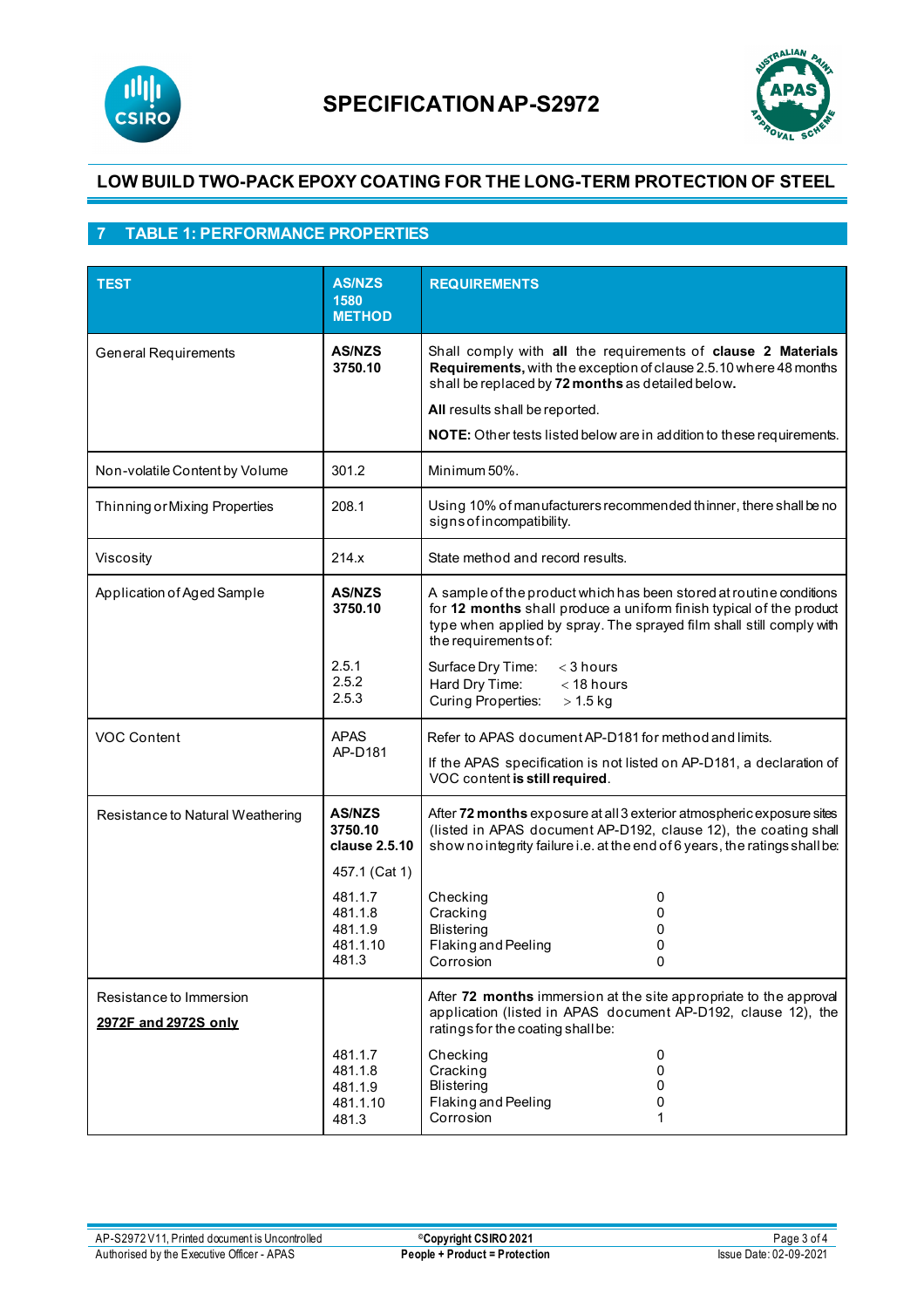# SPECIFICATION AP-S2972

## LOW BUILD TWO-PACK EPOXY COATING FOR THE LONG-TERM PROTECTION OF STEEL

## 7 TABLE 1: PERFORMANCE PROPERTIES

| TEST | AS/NZS 1580 METHOD | REQUIREMENTS | |
|---|---|---|---|
| General Requirements | **AS/NZS 3750.10** | Shall comply with **all** the requirements of **clause 2 Materials Requirements,** with the exception of clause 2.5.10 where 48 months shall be replaced by **72 months** as detailed below**.**<br><br>**All** results shall be reported.<br><br>**NOTE:** Other tests listed below are in addition to these requirements. | |
| Non-volatile Content by Volume | 301.2 | Minimum 50%. | |
| Thinning or Mixing Properties | 208.1 | Using 10% of manufacturers recommended thinner, there shall be no signs of incompatibility. | |
| Viscosity | 214.x | State method and record results. | |
| Application of Aged Sample | **AS/NZS 3750.10** | A sample of the product which has been stored at routine conditions for **12 months** shall produce a uniform finish typical of the product type when applied by spray. The sprayed film shall still comply with the requirements of: | |
| | 2.5.1<br>2.5.2<br>2.5.3 | Surface Dry Time:<br>Hard Dry Time:<br>Curing Properties: | < 3 hours<br>< 18 hours<br>> 1.5 kg |
| VOC Content | APAS AP-D181 | Refer to APAS document AP-D181 for method and limits.<br><br>If the APAS specification is not listed on AP-D181, a declaration of VOC content **is still required**. | |
| Resistance to Natural Weathering | **AS/NZS 3750.10 clause 2.5.10**<br><br>457.1 (Cat 1) | After **72 months** exposure at all 3 exterior atmospheric exposure sites (listed in APAS document AP-D192, clause 12), the coating shall show no integrity failure i.e. at the end of 6 years, the ratings shall be: | |
| | 481.1.7<br>481.1.8<br>481.1.9<br>481.1.10<br>481.3 | Checking<br>Cracking<br>Blistering<br>Flaking and Peeling<br>Corrosion | 0<br>0<br>0<br>0<br>0 |
| Resistance to Immersion<br><br>**2972F and 2972S only** | | After **72 months** immersion at the site appropriate to the approval application (listed in APAS document AP-D192, clause 12), the ratings for the coating shall be: | |
| | 481.1.7<br>481.1.8<br>481.1.9<br>481.1.10<br>481.3 | Checking<br>Cracking<br>Blistering<br>Flaking and Peeling<br>Corrosion | 0<br>0<br>0<br>0<br>1 |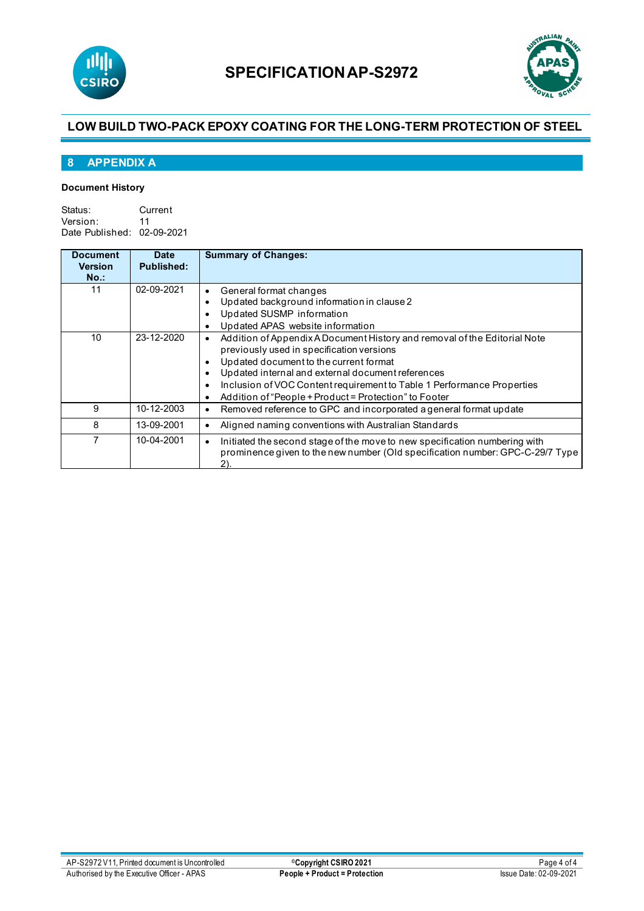## 8 APPENDIX A

**Document History**

Status: Current
Version: 11
Date Published: 02-09-2021

| Document Version No.: | Date Published: | Summary of Changes: |
|---|---|---|
| 11 | 02-09-2021 | • General format changes<br>• Updated background information in clause 2<br>• Updated SUSMP information<br>• Updated APAS website information |
| 10 | 23-12-2020 | • Addition of Appendix A Document History and removal of the Editorial Note previously used in specification versions<br>• Updated document to the current format<br>• Updated internal and external document references<br>• Inclusion of VOC Content requirement to Table 1 Performance Properties<br>• Addition of "People + Product = Protection" to Footer |
| 9 | 10-12-2003 | • Removed reference to GPC and incorporated a general format update |
| 8 | 13-09-2001 | • Aligned naming conventions with Australian Standards |
| 7 | 10-04-2001 | • Initiated the second stage of the move to new specification numbering with prominence given to the new number (Old specification number: GPC-C-29/7 Type 2). |